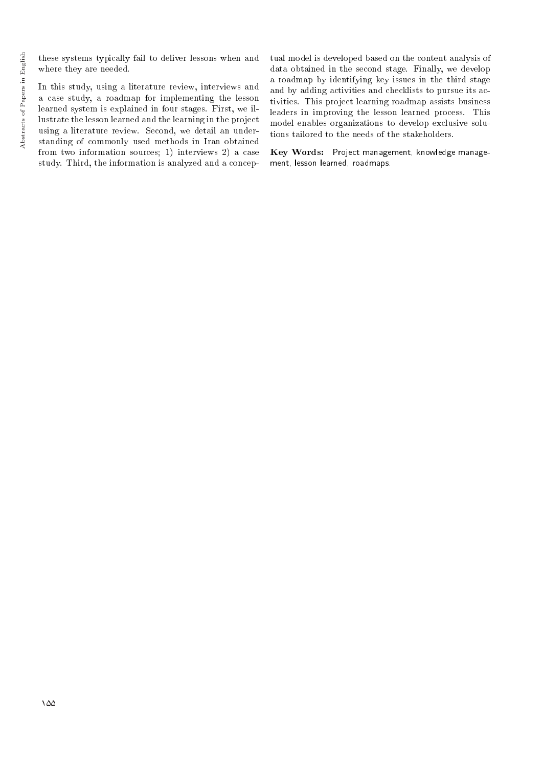these systems typically fail to deliver lessons when and where they are needed.

In this study, using a literature review, interviews and a case study, a roadmap for implementing the lesson learned system is explained in four stages. First, we illustrate the lesson learned and the learning in the project using a literature review. Second, we detail an understanding of commonly used methods in Iran obtained from two information sources; 1) interviews 2) a case study. Third, the information is analyzed and a conceptual model is developed based on the content analysis of data obtained in the second stage. Finally, we develop a roadmap by identifying key issues in the third stage and by adding activities and checklists to pursue its activities. This project learning roadmap assists business leaders in improving the lesson learned process. This model enables organizations to develop exclusive solutions tailored to the needs of the stakeholders.

**Key Words:** Project management, knowledge management, lesson learned, roadmaps.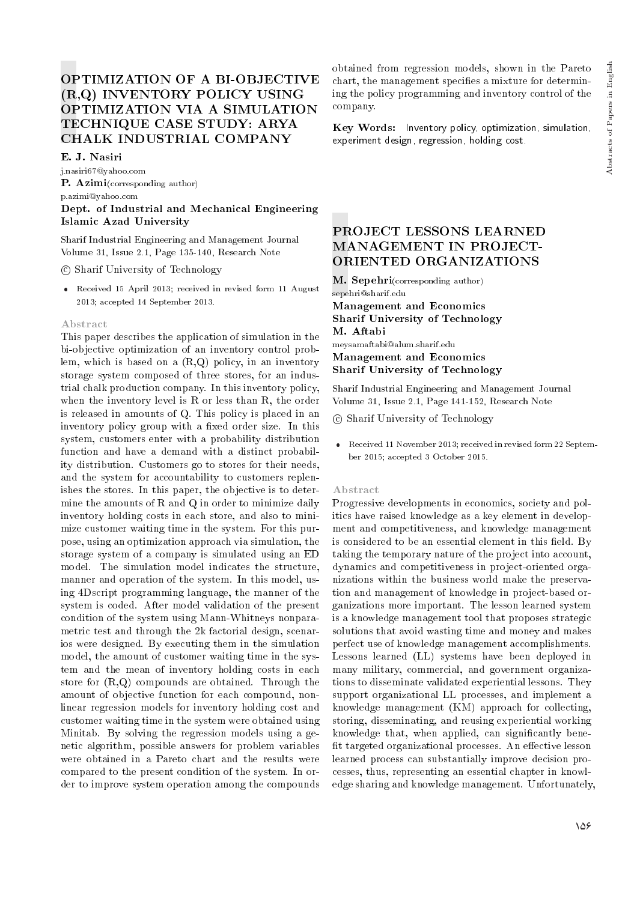# OPTIMIZATION OF A BI-OBJECTIVE (R,Q) INVENTORY POLICY USING OPTIMIZATION VIA A SIMULATION TECHNIQUE CASE STUDY: ARYA CHALK INDUSTRIAL COMPANY

**E. J. Nasiri**
j.nasiri67@yahoo.com
**P. Azimi**(corresponding author)
p.azimi@yahoo.com
**Dept. of Industrial and Mechanical Engineering**
**Islamic Azad University**

Sharif Industrial Engineering and Management Journal
Volume 31, Issue 2.1, Page 135-140, Research Note

© Sharif University of Technology

- Received 15 April 2013; received in revised form 11 August 2013; accepted 14 September 2013.

### Abstract

This paper describes the application of simulation in the bi-objective optimization of an inventory control problem, which is based on a (R,Q) policy, in an inventory storage system composed of three stores, for an industrial chalk production company. In this inventory policy, when the inventory level is R or less than R, the order is released in amounts of Q. This policy is placed in an inventory policy group with a fixed order size. In this system, customers enter with a probability distribution function and have a demand with a distinct probability distribution. Customers go to stores for their needs, and the system for accountability to customers replenishes the stores. In this paper, the objective is to determine the amounts of R and Q in order to minimize daily inventory holding costs in each store, and also to minimize customer waiting time in the system. For this purpose, using an optimization approach via simulation, the storage system of a company is simulated using an ED model. The simulation model indicates the structure, manner and operation of the system. In this model, using 4Dscript programming language, the manner of the system is coded. After model validation of the present condition of the system using Mann-Whitneys nonparametric test and through the 2k factorial design, scenarios were designed. By executing them in the simulation model, the amount of customer waiting time in the system and the mean of inventory holding costs in each store for (R,Q) compounds are obtained. Through the amount of objective function for each compound, nonlinear regression models for inventory holding cost and customer waiting time in the system were obtained using Minitab. By solving the regression models using a genetic algorithm, possible answers for problem variables were obtained in a Pareto chart and the results were compared to the present condition of the system. In order to improve system operation among the compounds obtained from regression models, shown in the Pareto chart, the management specifies a mixture for determining the policy programming and inventory control of the company.

**Key Words:** Inventory policy, optimization, simulation, experiment design, regression, holding cost.

# PROJECT LESSONS LEARNED MANAGEMENT IN PROJECT-ORIENTED ORGANIZATIONS

**M. Sepehri**(corresponding author)
sepehri@sharif.edu
**Management and Economics**
**Sharif University of Technology**
**M. Aftabi**
meysamaftabi@alum.sharif.edu
**Management and Economics**
**Sharif University of Technology**

Sharif Industrial Engineering and Management Journal
Volume 31, Issue 2.1, Page 141-152, Research Note

© Sharif University of Technology

- Received 11 November 2013; received in revised form 22 September 2015; accepted 3 October 2015.

### Abstract

Progressive developments in economics, society and politics have raised knowledge as a key element in development and competitiveness, and knowledge management is considered to be an essential element in this field. By taking the temporary nature of the project into account, dynamics and competitiveness in project-oriented organizations within the business world make the preservation and management of knowledge in project-based organizations more important. The lesson learned system is a knowledge management tool that proposes strategic solutions that avoid wasting time and money and makes perfect use of knowledge management accomplishments. Lessons learned (LL) systems have been deployed in many military, commercial, and government organizations to disseminate validated experiential lessons. They support organizational LL processes, and implement a knowledge management (KM) approach for collecting, storing, disseminating, and reusing experiential working knowledge that, when applied, can significantly benefit targeted organizational processes. An effective lesson learned process can substantially improve decision processes, thus, representing an essential chapter in knowledge sharing and knowledge management. Unfortunately,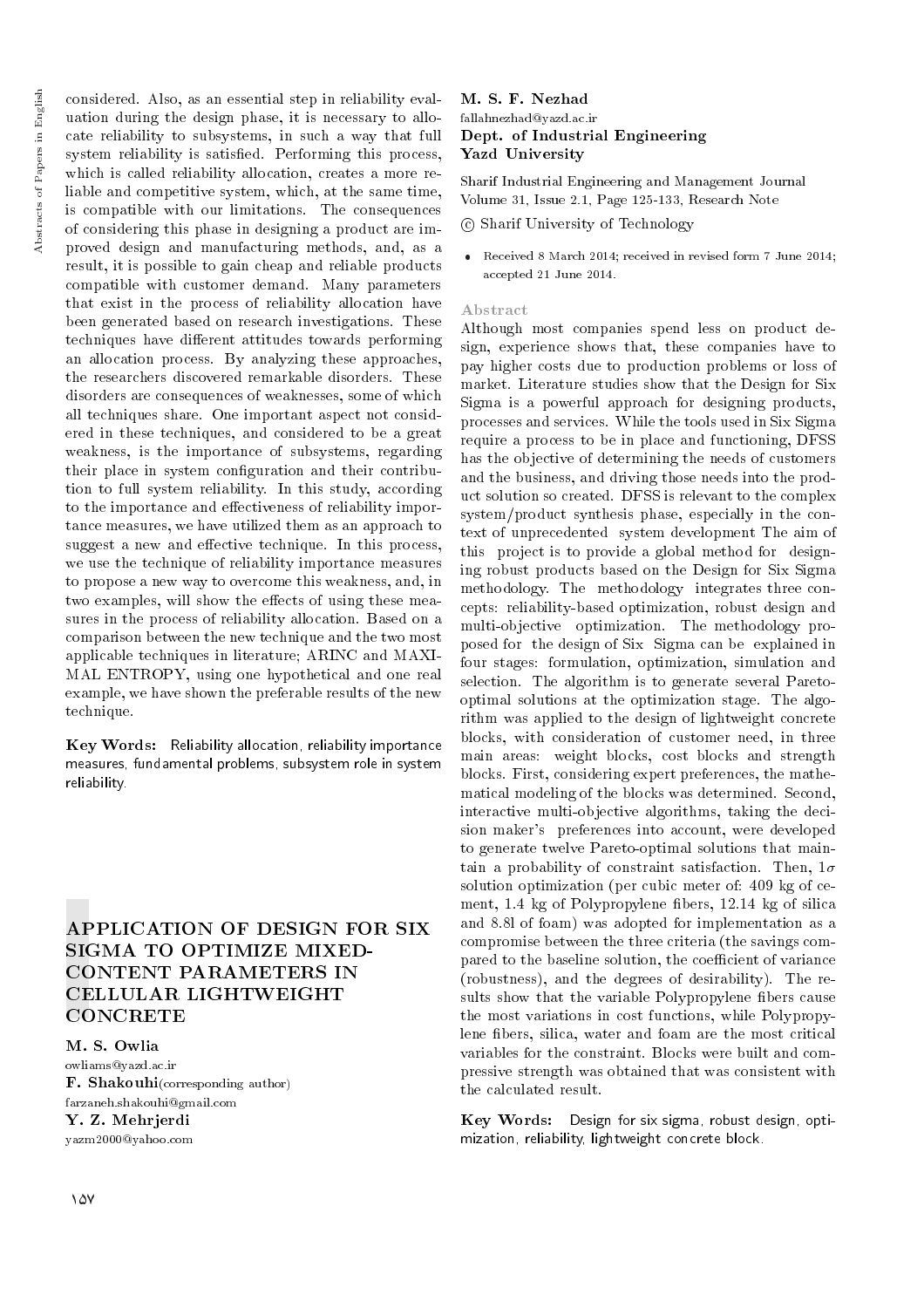considered. Also, as an essential step in reliability evaluation during the design phase, it is necessary to allocate reliability to subsystems, in such a way that full system reliability is satisfied. Performing this process, which is called reliability allocation, creates a more reliable and competitive system, which, at the same time, is compatible with our limitations. The consequences of considering this phase in designing a product are improved design and manufacturing methods, and, as a result, it is possible to gain cheap and reliable products compatible with customer demand. Many parameters that exist in the process of reliability allocation have been generated based on research investigations. These techniques have different attitudes towards performing an allocation process. By analyzing these approaches, the researchers discovered remarkable disorders. These disorders are consequences of weaknesses, some of which all techniques share. One important aspect not considered in these techniques, and considered to be a great weakness, is the importance of subsystems, regarding their place in system configuration and their contribution to full system reliability. In this study, according to the importance and effectiveness of reliability importance measures, we have utilized them as an approach to suggest a new and effective technique. In this process, we use the technique of reliability importance measures to propose a new way to overcome this weakness, and, in two examples, will show the effects of using these measures in the process of reliability allocation. Based on a comparison between the new technique and the two most applicable techniques in literature; ARINC and MAXIMAL ENTROPY, using one hypothetical and one real example, we have shown the preferable results of the new technique.

**Key Words:** Reliability allocation, reliability importance measures, fundamental problems, subsystem role in system reliability.

## APPLICATION OF DESIGN FOR SIX SIGMA TO OPTIMIZE MIXED-CONTENT PARAMETERS IN CELLULAR LIGHTWEIGHT CONCRETE

**M. S. Owlia**
owliams@yazd.ac.ir
**F. Shakouhi** (corresponding author)
farzaneh.shakouhi@gmail.com
**Y. Z. Mehrjerdi**
yazm2000@yahoo.com
**M. S. F. Nezhad**
fallahnezhad@yazd.ac.ir
**Dept. of Industrial Engineering**
**Yazd University**

Sharif Industrial Engineering and Management Journal
Volume 31, Issue 2.1, Page 125-133, Research Note

© Sharif University of Technology

- Received 8 March 2014; received in revised form 7 June 2014; accepted 21 June 2014.

### Abstract

Although most companies spend less on product design, experience shows that, these companies have to pay higher costs due to production problems or loss of market. Literature studies show that the Design for Six Sigma is a powerful approach for designing products, processes and services. While the tools used in Six Sigma require a process to be in place and functioning, DFSS has the objective of determining the needs of customers and the business, and driving those needs into the product solution so created. DFSS is relevant to the complex system/product synthesis phase, especially in the context of unprecedented system development The aim of this project is to provide a global method for designing robust products based on the Design for Six Sigma methodology. The methodology integrates three concepts: reliability-based optimization, robust design and multi-objective optimization. The methodology proposed for the design of Six Sigma can be explained in four stages: formulation, optimization, simulation and selection. The algorithm is to generate several Pareto-optimal solutions at the optimization stage. The algorithm was applied to the design of lightweight concrete blocks, with consideration of customer need, in three main areas: weight blocks, cost blocks and strength blocks. First, considering expert preferences, the mathematical modeling of the blocks was determined. Second, interactive multi-objective algorithms, taking the decision maker's preferences into account, were developed to generate twelve Pareto-optimal solutions that maintain a probability of constraint satisfaction. Then, $1\sigma$ solution optimization (per cubic meter of: 409 kg of cement, 1.4 kg of Polypropylene fibers, 12.14 kg of silica and 8.8l of foam) was adopted for implementation as a compromise between the three criteria (the savings compared to the baseline solution, the coefficient of variance (robustness), and the degrees of desirability). The results show that the variable Polypropylene fibers cause the most variations in cost functions, while Polypropylene fibers, silica, water and foam are the most critical variables for the constraint. Blocks were built and compressive strength was obtained that was consistent with the calculated result.

**Key Words:** Design for six sigma, robust design, optimization, reliability, lightweight concrete block.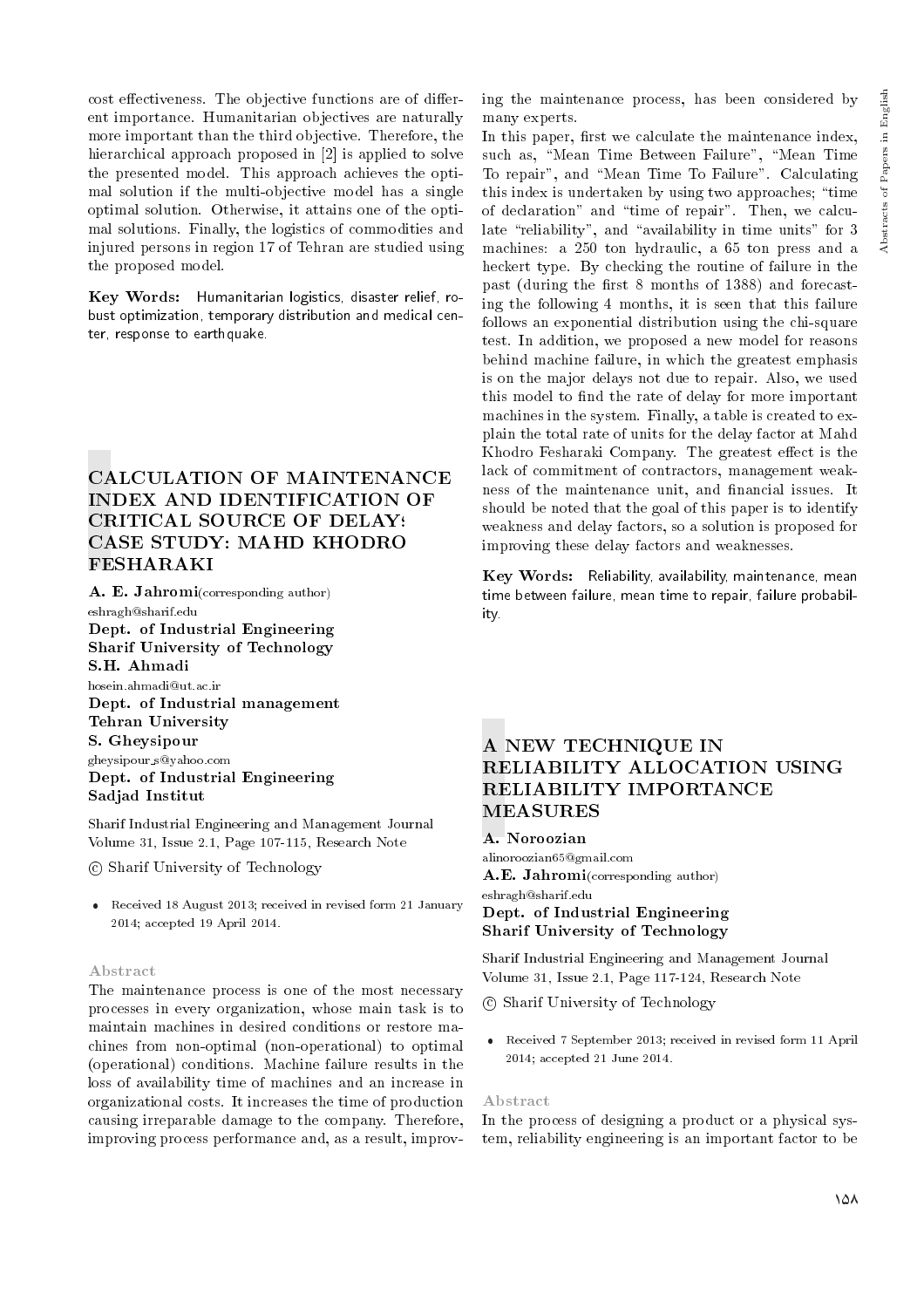cost effectiveness. The objective functions are of different importance. Humanitarian objectives are naturally more important than the third objective. Therefore, the hierarchical approach proposed in [2] is applied to solve the presented model. This approach achieves the optimal solution if the multi-objective model has a single optimal solution. Otherwise, it attains one of the optimal solutions. Finally, the logistics of commodities and injured persons in region 17 of Tehran are studied using the proposed model.

**Key Words:** Humanitarian logistics, disaster relief, robust optimization, temporary distribution and medical center, response to earthquake.

## CALCULATION OF MAINTENANCE INDEX AND IDENTIFICATION OF CRITICAL SOURCE OF DELAYS CASE STUDY: MAHD KHODRO FESHARAKI

**A. E. Jahromi**(corresponding author)
eshragh@sharif.edu
**Dept. of Industrial Engineering**
**Sharif University of Technology**
**S.H. Ahmadi**
hosein.ahmadi@ut.ac.ir
**Dept. of Industrial management**
**Tehran University**
**S. Gheysipour**
gheysipour_s@yahoo.com
**Dept. of Industrial Engineering**
**Sadjad Institut**

Sharif Industrial Engineering and Management Journal
Volume 31, Issue 2.1, Page 107-115, Research Note

© Sharif University of Technology

- Received 18 August 2013; received in revised form 21 January 2014; accepted 19 April 2014.

### Abstract

The maintenance process is one of the most necessary processes in every organization, whose main task is to maintain machines in desired conditions or restore machines from non-optimal (non-operational) to optimal (operational) conditions. Machine failure results in the loss of availability time of machines and an increase in organizational costs. It increases the time of production causing irreparable damage to the company. Therefore, improving process performance and, as a result, improving the maintenance process, has been considered by many experts.

In this paper, first we calculate the maintenance index, such as, "Mean Time Between Failure", "Mean Time To repair", and "Mean Time To Failure". Calculating this index is undertaken by using two approaches; "time of declaration" and "time of repair". Then, we calculate "reliability", and "availability in time units" for 3 machines: a 250 ton hydraulic, a 65 ton press and a heckert type. By checking the routine of failure in the past (during the first 8 months of 1388) and forecasting the following 4 months, it is seen that this failure follows an exponential distribution using the chi-square test. In addition, we proposed a new model for reasons behind machine failure, in which the greatest emphasis is on the major delays not due to repair. Also, we used this model to find the rate of delay for more important machines in the system. Finally, a table is created to explain the total rate of units for the delay factor at Mahd Khodro Fesharaki Company. The greatest effect is the lack of commitment of contractors, management weakness of the maintenance unit, and financial issues. It should be noted that the goal of this paper is to identify weakness and delay factors, so a solution is proposed for improving these delay factors and weaknesses.

**Key Words:** Reliability, availability, maintenance, mean time between failure, mean time to repair, failure probability.

## A NEW TECHNIQUE IN RELIABILITY ALLOCATION USING RELIABILITY IMPORTANCE MEASURES

**A. Noroozian**
alinoroozian65@gmail.com
**A.E. Jahromi**(corresponding author)
eshragh@sharif.edu
**Dept. of Industrial Engineering**
**Sharif University of Technology**

Sharif Industrial Engineering and Management Journal
Volume 31, Issue 2.1, Page 117-124, Research Note

© Sharif University of Technology

- Received 7 September 2013; received in revised form 11 April 2014; accepted 21 June 2014.

### Abstract

In the process of designing a product or a physical system, reliability engineering is an important factor to be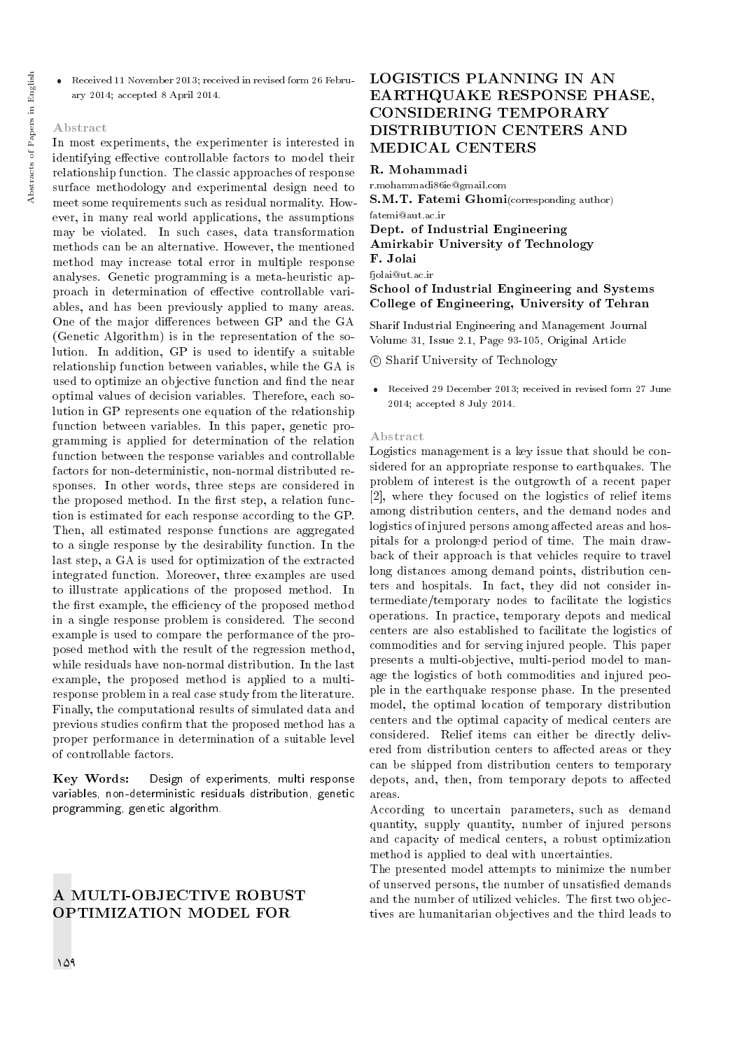- Received 11 November 2013; received in revised form 26 February 2014; accepted 8 April 2014.

### Abstract

In most experiments, the experimenter is interested in identifying effective controllable factors to model their relationship function. The classic approaches of response surface methodology and experimental design need to meet some requirements such as residual normality. However, in many real world applications, the assumptions may be violated. In such cases, data transformation methods can be an alternative. However, the mentioned method may increase total error in multiple response analyses. Genetic programming is a meta-heuristic approach in determination of effective controllable variables, and has been previously applied to many areas. One of the major differences between GP and the GA (Genetic Algorithm) is in the representation of the solution. In addition, GP is used to identify a suitable relationship function between variables, while the GA is used to optimize an objective function and find the near optimal values of decision variables. Therefore, each solution in GP represents one equation of the relationship function between variables. In this paper, genetic programming is applied for determination of the relation function between the response variables and controllable factors for non-deterministic, non-normal distributed responses. In other words, three steps are considered in the proposed method. In the first step, a relation function is estimated for each response according to the GP. Then, all estimated response functions are aggregated to a single response by the desirability function. In the last step, a GA is used for optimization of the extracted integrated function. Moreover, three examples are used to illustrate applications of the proposed method. In the first example, the efficiency of the proposed method in a single response problem is considered. The second example is used to compare the performance of the proposed method with the result of the regression method, while residuals have non-normal distribution. In the last example, the proposed method is applied to a multi-response problem in a real case study from the literature. Finally, the computational results of simulated data and previous studies confirm that the proposed method has a proper performance in determination of a suitable level of controllable factors.

**Key Words:** Design of experiments, multi response variables, non-deterministic residuals distribution, genetic programming, genetic algorithm.

## A MULTI-OBJECTIVE ROBUST OPTIMIZATION MODEL FOR LOGISTICS PLANNING IN AN EARTHQUAKE RESPONSE PHASE, CONSIDERING TEMPORARY DISTRIBUTION CENTERS AND MEDICAL CENTERS

**R. Mohammadi**
r.mohammadi86ie@gmail.com
**S.M.T. Fatemi Ghomi**(corresponding author)
fatemi@aut.ac.ir
**Dept. of Industrial Engineering**
**Amirkabir University of Technology**
**F. Jolai**
fjolai@ut.ac.ir
**School of Industrial Engineering and Systems**
**College of Engineering, University of Tehran**

Sharif Industrial Engineering and Management Journal
Volume 31, Issue 2.1, Page 93-105, Original Article

© Sharif University of Technology

- Received 29 December 2013; received in revised form 27 June 2014; accepted 8 July 2014.

### Abstract

Logistics management is a key issue that should be considered for an appropriate response to earthquakes. The problem of interest is the outgrowth of a recent paper [2], where they focused on the logistics of relief items among distribution centers, and the demand nodes and logistics of injured persons among affected areas and hospitals for a prolonged period of time. The main drawback of their approach is that vehicles require to travel long distances among demand points, distribution centers and hospitals. In fact, they did not consider intermediate/temporary nodes to facilitate the logistics operations. In practice, temporary depots and medical centers are also established to facilitate the logistics of commodities and for serving injured people. This paper presents a multi-objective, multi-period model to manage the logistics of both commodities and injured people in the earthquake response phase. In the presented model, the optimal location of temporary distribution centers and the optimal capacity of medical centers are considered. Relief items can either be directly delivered from distribution centers to affected areas or they can be shipped from distribution centers to temporary depots, and, then, from temporary depots to affected areas.

According to uncertain parameters, such as demand quantity, supply quantity, number of injured persons and capacity of medical centers, a robust optimization method is applied to deal with uncertainties.

The presented model attempts to minimize the number of unserved persons, the number of unsatisfied demands and the number of utilized vehicles. The first two objectives are humanitarian objectives and the third leads to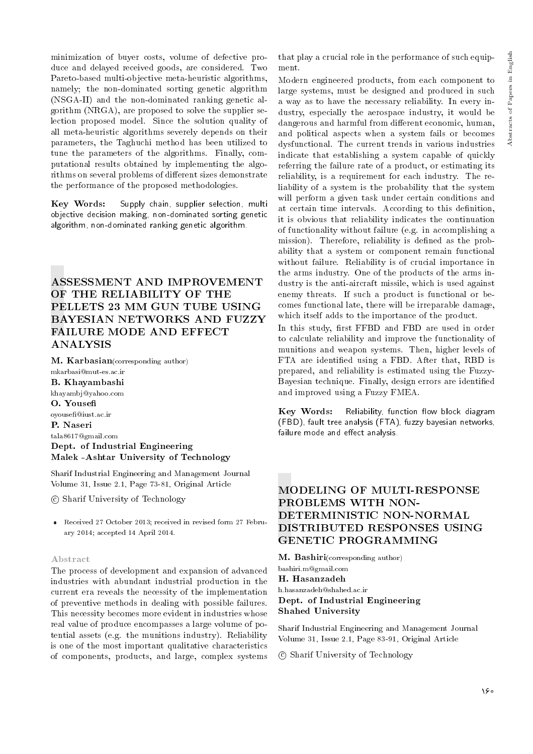minimization of buyer costs, volume of defective produce and delayed received goods, are considered. Two Pareto-based multi-objective meta-heuristic algorithms, namely; the non-dominated sorting genetic algorithm (NSGA-II) and the non-dominated ranking genetic algorithm (NRGA), are proposed to solve the supplier selection proposed model. Since the solution quality of all meta-heuristic algorithms severely depends on their parameters, the Taghuchi method has been utilized to tune the parameters of the algorithms. Finally, computational results obtained by implementing the algorithms on several problems of different sizes demonstrate the performance of the proposed methodologies.

**Key Words:** Supply chain, supplier selection, multi objective decision making, non-dominated sorting genetic algorithm, non-dominated ranking genetic algorithm.

## ASSESSMENT AND IMPROVEMENT OF THE RELIABILITY OF THE PELLETS 23 MM GUN TUBE USING BAYESIAN NETWORKS AND FUZZY FAILURE MODE AND EFFECT ANALYSIS

**M. Karbasian**(corresponding author)
mkarbasi@mut-es.ac.ir
**B. Khayambashi**
khayambj@yahoo.com
**O. Yousefi**
oyousefi@iust.ac.ir
**P. Naseri**
tala8617@gmail.com
**Dept. of Industrial Engineering**
**Malek -Ashtar University of Technology**

Sharif Industrial Engineering and Management Journal
Volume 31, Issue 2.1, Page 73-81, Original Article

© Sharif University of Technology

- Received 27 October 2013; received in revised form 27 February 2014; accepted 14 April 2014.

### Abstract

The process of development and expansion of advanced industries with abundant industrial production in the current era reveals the necessity of the implementation of preventive methods in dealing with possible failures. This necessity becomes more evident in industries whose real value of produce encompasses a large volume of potential assets (e.g. the munitions industry). Reliability is one of the most important qualitative characteristics of components, products, and large, complex systems that play a crucial role in the performance of such equipment.

Modern engineered products, from each component to large systems, must be designed and produced in such a way as to have the necessary reliability. In every industry, especially the aerospace industry, it would be dangerous and harmful from different economic, human, and political aspects when a system fails or becomes dysfunctional. The current trends in various industries indicate that establishing a system capable of quickly referring the failure rate of a product, or estimating its reliability, is a requirement for each industry. The reliability of a system is the probability that the system will perform a given task under certain conditions and at certain time intervals. According to this definition, it is obvious that reliability indicates the continuation of functionality without failure (e.g. in accomplishing a mission). Therefore, reliability is defined as the probability that a system or component remain functional without failure. Reliability is of crucial importance in the arms industry. One of the products of the arms industry is the anti-aircraft missile, which is used against enemy threats. If such a product is functional or becomes functional late, there will be irreparable damage, which itself adds to the importance of the product.

In this study, first FFBD and FBD are used in order to calculate reliability and improve the functionality of munitions and weapon systems. Then, higher levels of FTA are identified using a FBD. After that, RBD is prepared, and reliability is estimated using the Fuzzy-Bayesian technique. Finally, design errors are identified and improved using a Fuzzy FMEA.

**Key Words:** Reliability, function flow block diagram (FBD), fault tree analysis (FTA), fuzzy bayesian networks, failure mode and effect analysis.

## MODELING OF MULTI-RESPONSE PROBLEMS WITH NON-DETERMINISTIC NON-NORMAL DISTRIBUTED RESPONSES USING GENETIC PROGRAMMING

**M. Bashiri**(corresponding author)
bashiri.m@gmail.com
**H. Hasanzadeh**
h.hasanzadeh@shahed.ac.ir
**Dept. of Industrial Engineering**
**Shahed University**

Sharif Industrial Engineering and Management Journal
Volume 31, Issue 2.1, Page 83-91, Original Article

© Sharif University of Technology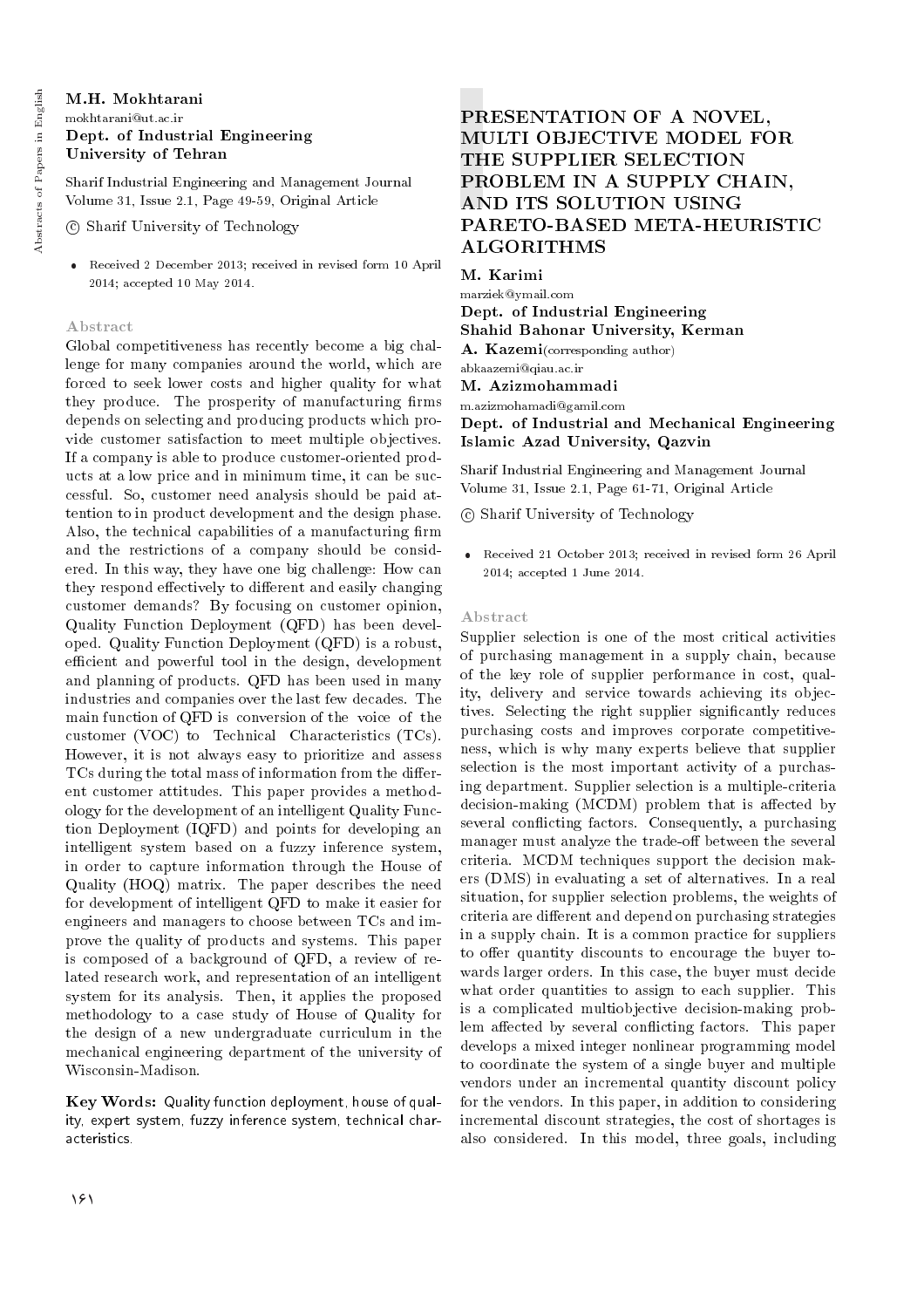M.H. Mokhtarani
mokhtarani@ut.ac.ir
**Dept. of Industrial Engineering**
**University of Tehran**

Sharif Industrial Engineering and Management Journal
Volume 31, Issue 2.1, Page 49-59, Original Article

© Sharif University of Technology

- Received 2 December 2013; received in revised form 10 April 2014; accepted 10 May 2014.

### Abstract

Global competitiveness has recently become a big challenge for many companies around the world, which are forced to seek lower costs and higher quality for what they produce. The prosperity of manufacturing firms depends on selecting and producing products which provide customer satisfaction to meet multiple objectives. If a company is able to produce customer-oriented products at a low price and in minimum time, it can be successful. So, customer need analysis should be paid attention to in product development and the design phase. Also, the technical capabilities of a manufacturing firm and the restrictions of a company should be considered. In this way, they have one big challenge: How can they respond effectively to different and easily changing customer demands? By focusing on customer opinion, Quality Function Deployment (QFD) has been developed. Quality Function Deployment (QFD) is a robust, efficient and powerful tool in the design, development and planning of products. QFD has been used in many industries and companies over the last few decades. The main function of QFD is conversion of the voice of the customer (VOC) to Technical Characteristics (TCs). However, it is not always easy to prioritize and assess TCs during the total mass of information from the different customer attitudes. This paper provides a methodology for the development of an intelligent Quality Function Deployment (IQFD) and points for developing an intelligent system based on a fuzzy inference system, in order to capture information through the House of Quality (HOQ) matrix. The paper describes the need for development of intelligent QFD to make it easier for engineers and managers to choose between TCs and improve the quality of products and systems. This paper is composed of a background of QFD, a review of related research work, and representation of an intelligent system for its analysis. Then, it applies the proposed methodology to a case study of House of Quality for the design of a new undergraduate curriculum in the mechanical engineering department of the university of Wisconsin-Madison.

**Key Words:** Quality function deployment, house of quality, expert system, fuzzy inference system, technical characteristics.

## PRESENTATION OF A NOVEL, MULTI OBJECTIVE MODEL FOR THE SUPPLIER SELECTION PROBLEM IN A SUPPLY CHAIN, AND ITS SOLUTION USING PARETO-BASED META-HEURISTIC ALGORITHMS

M. Karimi
marziek@ymail.com
**Dept. of Industrial Engineering**
**Shahid Bahonar University, Kerman**
A. Kazemi (corresponding author)
abkaazemi@qiau.ac.ir
M. Azizmohammadi
m.azizmohamadi@gamil.com
**Dept. of Industrial and Mechanical Engineering**
**Islamic Azad University, Qazvin**

Sharif Industrial Engineering and Management Journal
Volume 31, Issue 2.1, Page 61-71, Original Article

© Sharif University of Technology

- Received 21 October 2013; received in revised form 26 April 2014; accepted 1 June 2014.

### Abstract

Supplier selection is one of the most critical activities of purchasing management in a supply chain, because of the key role of supplier performance in cost, quality, delivery and service towards achieving its objectives. Selecting the right supplier significantly reduces purchasing costs and improves corporate competitiveness, which is why many experts believe that supplier selection is the most important activity of a purchasing department. Supplier selection is a multiple-criteria decision-making (MCDM) problem that is affected by several conflicting factors. Consequently, a purchasing manager must analyze the trade-off between the several criteria. MCDM techniques support the decision makers (DMS) in evaluating a set of alternatives. In a real situation, for supplier selection problems, the weights of criteria are different and depend on purchasing strategies in a supply chain. It is a common practice for suppliers to offer quantity discounts to encourage the buyer towards larger orders. In this case, the buyer must decide what order quantities to assign to each supplier. This is a complicated multiobjective decision-making problem affected by several conflicting factors. This paper develops a mixed integer nonlinear programming model to coordinate the system of a single buyer and multiple vendors under an incremental quantity discount policy for the vendors. In this paper, in addition to considering incremental discount strategies, the cost of shortages is also considered. In this model, three goals, including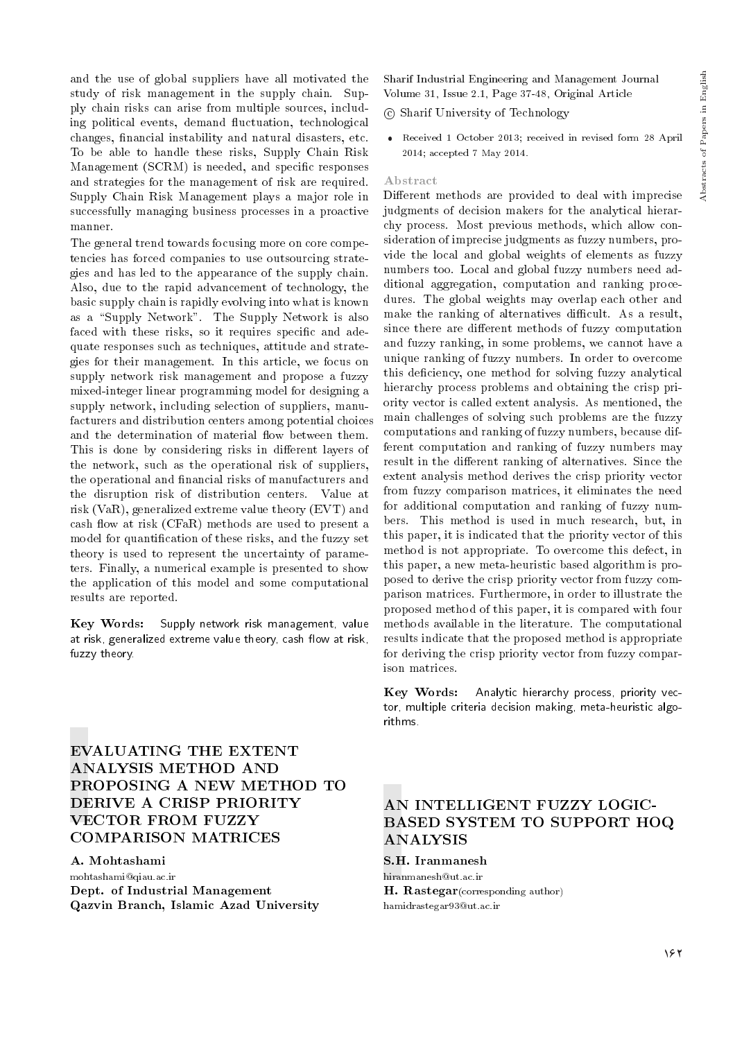and the use of global suppliers have all motivated the study of risk management in the supply chain. Supply chain risks can arise from multiple sources, including political events, demand fluctuation, technological changes, financial instability and natural disasters, etc. To be able to handle these risks, Supply Chain Risk Management (SCRM) is needed, and specific responses and strategies for the management of risk are required. Supply Chain Risk Management plays a major role in successfully managing business processes in a proactive manner.

The general trend towards focusing more on core competencies has forced companies to use outsourcing strategies and has led to the appearance of the supply chain. Also, due to the rapid advancement of technology, the basic supply chain is rapidly evolving into what is known as a "Supply Network". The Supply Network is also faced with these risks, so it requires specific and adequate responses such as techniques, attitude and strategies for their management. In this article, we focus on supply network risk management and propose a fuzzy mixed-integer linear programming model for designing a supply network, including selection of suppliers, manufacturers and distribution centers among potential choices and the determination of material flow between them. This is done by considering risks in different layers of the network, such as the operational risk of suppliers, the operational and financial risks of manufacturers and the disruption risk of distribution centers. Value at risk (VaR), generalized extreme value theory (EVT) and cash flow at risk (CFaR) methods are used to present a model for quantification of these risks, and the fuzzy set theory is used to represent the uncertainty of parameters. Finally, a numerical example is presented to show the application of this model and some computational results are reported.

**Key Words:** Supply network risk management, value at risk, generalized extreme value theory, cash flow at risk, fuzzy theory.

## EVALUATING THE EXTENT ANALYSIS METHOD AND PROPOSING A NEW METHOD TO DERIVE A CRISP PRIORITY VECTOR FROM FUZZY COMPARISON MATRICES

**A. Mohtashami**
mohtashami@qiau.ac.ir
**Dept. of Industrial Management**
**Qazvin Branch, Islamic Azad University**

Sharif Industrial Engineering and Management Journal
Volume 31, Issue 2.1, Page 37-48, Original Article

© Sharif University of Technology

- Received 1 October 2013; received in revised form 28 April 2014; accepted 7 May 2014.

### Abstract

Different methods are provided to deal with imprecise judgments of decision makers for the analytical hierarchy process. Most previous methods, which allow consideration of imprecise judgments as fuzzy numbers, provide the local and global weights of elements as fuzzy numbers too. Local and global fuzzy numbers need additional aggregation, computation and ranking procedures. The global weights may overlap each other and make the ranking of alternatives difficult. As a result, since there are different methods of fuzzy computation and fuzzy ranking, in some problems, we cannot have a unique ranking of fuzzy numbers. In order to overcome this deficiency, one method for solving fuzzy analytical hierarchy process problems and obtaining the crisp priority vector is called extent analysis. As mentioned, the main challenges of solving such problems are the fuzzy computations and ranking of fuzzy numbers, because different computation and ranking of fuzzy numbers may result in the different ranking of alternatives. Since the extent analysis method derives the crisp priority vector from fuzzy comparison matrices, it eliminates the need for additional computation and ranking of fuzzy numbers. This method is used in much research, but, in this paper, it is indicated that the priority vector of this method is not appropriate. To overcome this defect, in this paper, a new meta-heuristic based algorithm is proposed to derive the crisp priority vector from fuzzy comparison matrices. Furthermore, in order to illustrate the proposed method of this paper, it is compared with four methods available in the literature. The computational results indicate that the proposed method is appropriate for deriving the crisp priority vector from fuzzy comparison matrices.

**Key Words:** Analytic hierarchy process, priority vector, multiple criteria decision making, meta-heuristic algorithms.

## AN INTELLIGENT FUZZY LOGIC-BASED SYSTEM TO SUPPORT HOQ ANALYSIS

**S.H. Iranmanesh**
hiranmanesh@ut.ac.ir
**H. Rastegar** (corresponding author)
hamidrastegar93@ut.ac.ir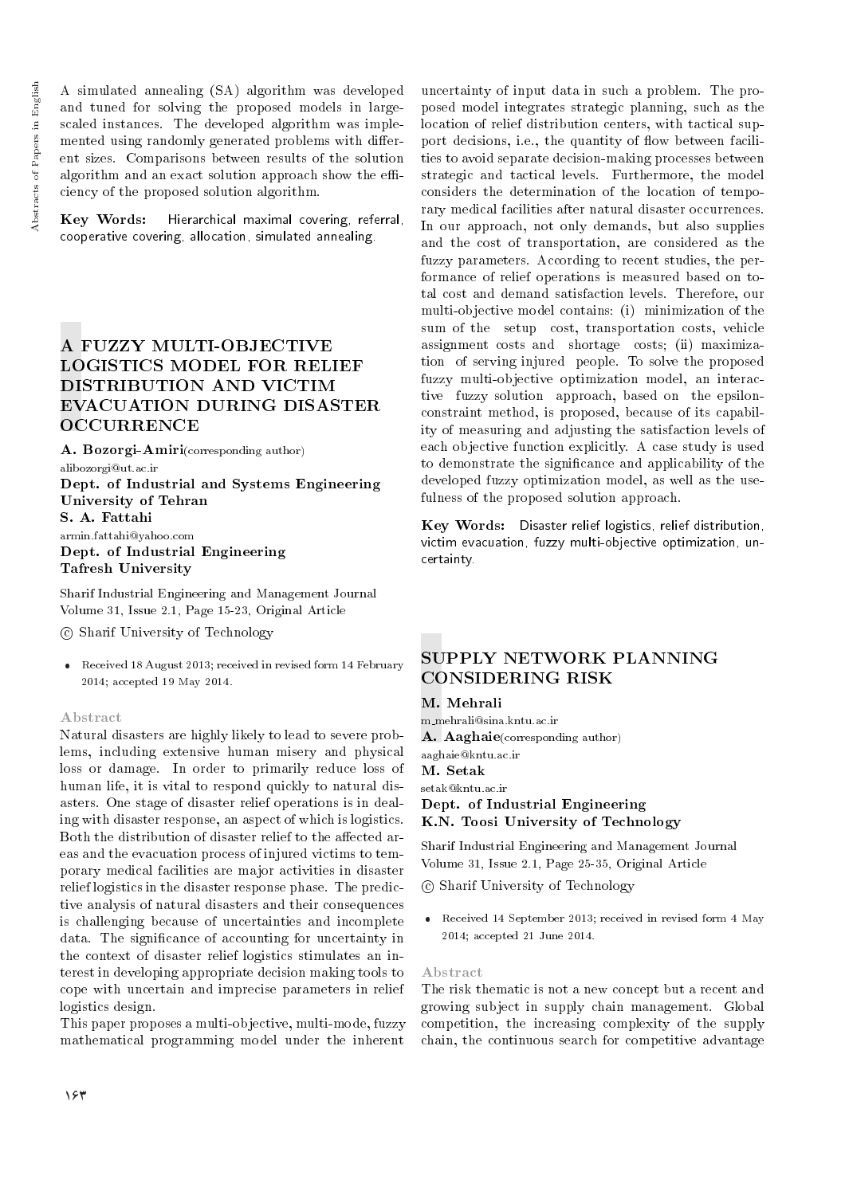A simulated annealing (SA) algorithm was developed and tuned for solving the proposed models in large-scaled instances. The developed algorithm was implemented using randomly generated problems with different sizes. Comparisons between results of the solution algorithm and an exact solution approach show the efficiency of the proposed solution algorithm.

**Key Words:** Hierarchical maximal covering, referral, cooperative covering, allocation, simulated annealing.

## A FUZZY MULTI-OBJECTIVE LOGISTICS MODEL FOR RELIEF DISTRIBUTION AND VICTIM EVACUATION DURING DISASTER OCCURRENCE

**A. Bozorgi-Amiri**(corresponding author)
alibozorgi@ut.ac.ir
**Dept. of Industrial and Systems Engineering**
**University of Tehran**
**S. A. Fattahi**
armin.fattahi@yahoo.com
**Dept. of Industrial Engineering**
**Tafresh University**

Sharif Industrial Engineering and Management Journal
Volume 31, Issue 2.1, Page 15-23, Original Article

© Sharif University of Technology

- Received 18 August 2013; received in revised form 14 February 2014; accepted 19 May 2014.

### Abstract

Natural disasters are highly likely to lead to severe problems, including extensive human misery and physical loss or damage. In order to primarily reduce loss of human life, it is vital to respond quickly to natural disasters. One stage of disaster relief operations is in dealing with disaster response, an aspect of which is logistics. Both the distribution of disaster relief to the affected areas and the evacuation process of injured victims to temporary medical facilities are major activities in disaster relief logistics in the disaster response phase. The predictive analysis of natural disasters and their consequences is challenging because of uncertainties and incomplete data. The significance of accounting for uncertainty in the context of disaster relief logistics stimulates an interest in developing appropriate decision making tools to cope with uncertain and imprecise parameters in relief logistics design.

This paper proposes a multi-objective, multi-mode, fuzzy mathematical programming model under the inherent uncertainty of input data in such a problem. The proposed model integrates strategic planning, such as the location of relief distribution centers, with tactical support decisions, i.e., the quantity of flow between facilities to avoid separate decision-making processes between strategic and tactical levels. Furthermore, the model considers the determination of the location of temporary medical facilities after natural disaster occurrences. In our approach, not only demands, but also supplies and the cost of transportation, are considered as the fuzzy parameters. According to recent studies, the performance of relief operations is measured based on total cost and demand satisfaction levels. Therefore, our multi-objective model contains: (i) minimization of the sum of the setup cost, transportation costs, vehicle assignment costs and shortage costs; (ii) maximization of serving injured people. To solve the proposed fuzzy multi-objective optimization model, an interactive fuzzy solution approach, based on the epsilon-constraint method, is proposed, because of its capability of measuring and adjusting the satisfaction levels of each objective function explicitly. A case study is used to demonstrate the significance and applicability of the developed fuzzy optimization model, as well as the usefulness of the proposed solution approach.

**Key Words:** Disaster relief logistics, relief distribution, victim evacuation, fuzzy multi-objective optimization, uncertainty.

## SUPPLY NETWORK PLANNING CONSIDERING RISK

**M. Mehrali**
m_mehrali@sina.kntu.ac.ir
**A. Aaghaie**(corresponding author)
aaghaie@kntu.ac.ir
**M. Setak**
setak@kntu.ac.ir
**Dept. of Industrial Engineering**
**K.N. Toosi University of Technology**

Sharif Industrial Engineering and Management Journal
Volume 31, Issue 2.1, Page 25-35, Original Article

© Sharif University of Technology

- Received 14 September 2013; received in revised form 4 May 2014; accepted 21 June 2014.

### Abstract

The risk thematic is not a new concept but a recent and growing subject in supply chain management. Global competition, the increasing complexity of the supply chain, the continuous search for competitive advantage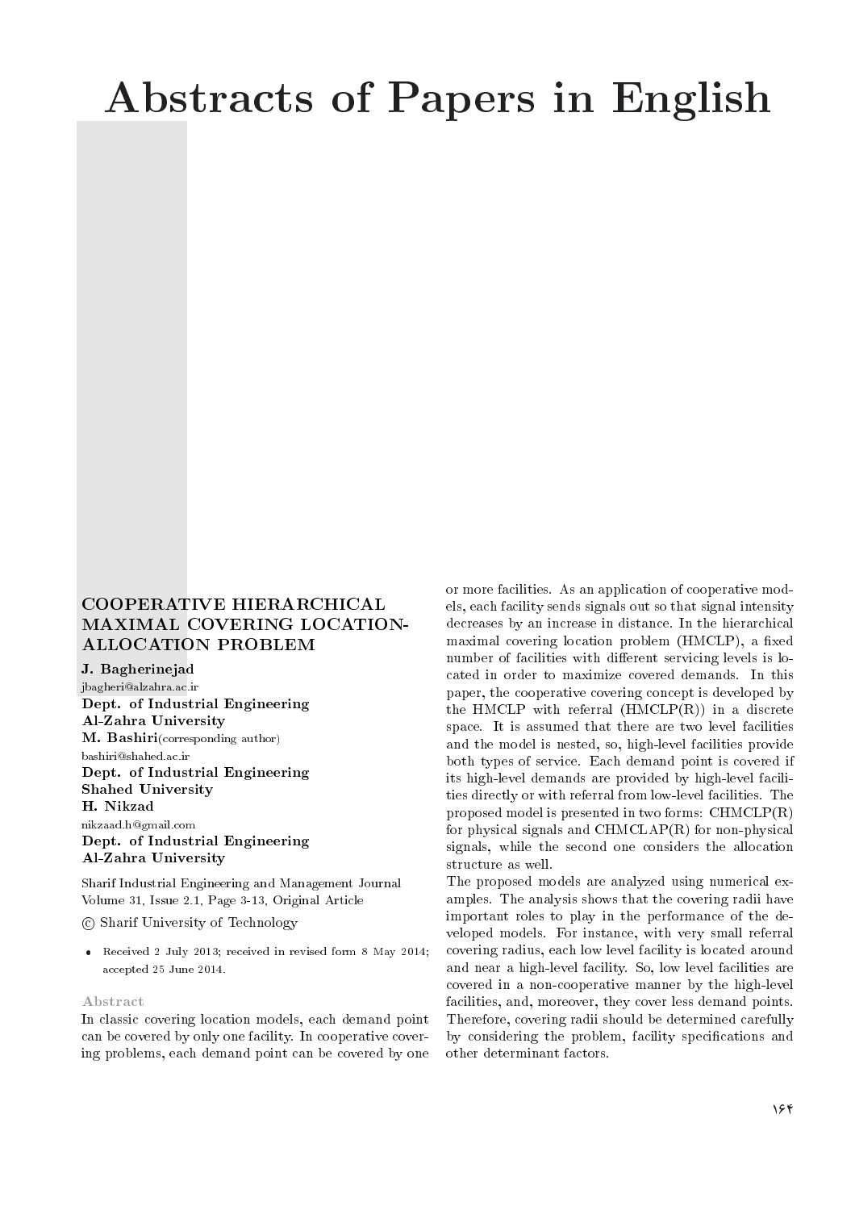# Abstracts of Papers in English

## COOPERATIVE HIERARCHICAL MAXIMAL COVERING LOCATION-ALLOCATION PROBLEM

**J. Bagherinejad**
jbagheri@alzahra.ac.ir
**Dept. of Industrial Engineering**
**Al-Zahra University**
**M. Bashiri**(corresponding author)
bashiri@shahed.ac.ir
**Dept. of Industrial Engineering**
**Shahed University**
**H. Nikzad**
nikzaad.h@gmail.com
**Dept. of Industrial Engineering**
**Al-Zahra University**

Sharif Industrial Engineering and Management Journal
Volume 31, Issue 2.1, Page 3-13, Original Article

© Sharif University of Technology

- Received 2 July 2013; received in revised form 8 May 2014; accepted 25 June 2014.

### Abstract

In classic covering location models, each demand point can be covered by only one facility. In cooperative covering problems, each demand point can be covered by one or more facilities. As an application of cooperative models, each facility sends signals out so that signal intensity decreases by an increase in distance. In the hierarchical maximal covering location problem (HMCLP), a fixed number of facilities with different servicing levels is located in order to maximize covered demands. In this paper, the cooperative covering concept is developed by the HMCLP with referral (HMCLP(R)) in a discrete space. It is assumed that there are two level facilities and the model is nested, so, high-level facilities provide both types of service. Each demand point is covered if its high-level demands are provided by high-level facilities directly or with referral from low-level facilities. The proposed model is presented in two forms: CHMCLP(R) for physical signals and CHMCLAP(R) for non-physical signals, while the second one considers the allocation structure as well.

The proposed models are analyzed using numerical examples. The analysis shows that the covering radii have important roles to play in the performance of the developed models. For instance, with very small referral covering radius, each low level facility is located around and near a high-level facility. So, low level facilities are covered in a non-cooperative manner by the high-level facilities, and, moreover, they cover less demand points. Therefore, covering radii should be determined carefully by considering the problem, facility specifications and other determinant factors.